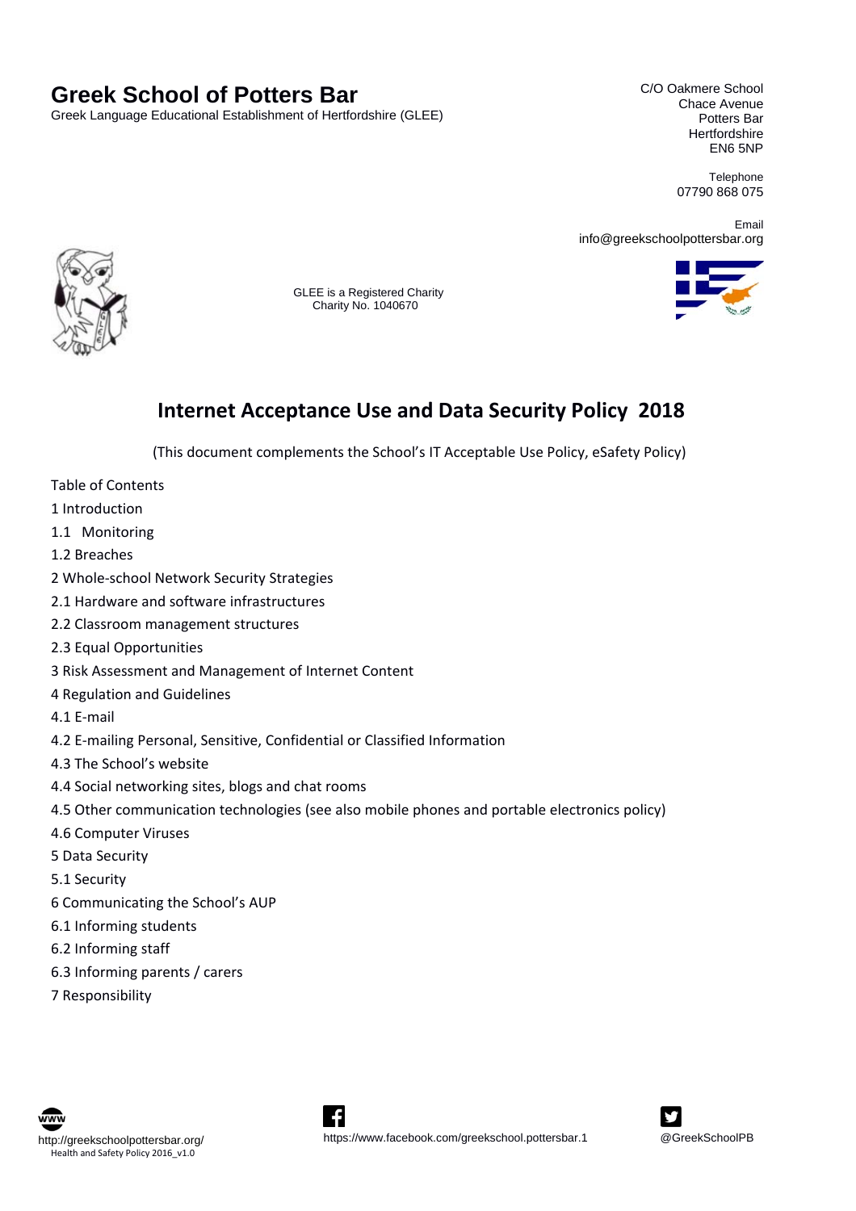# Greek School of Potters Bar

Greek Language Educational Establishment of Hertfordshire (GLEE)

C/O Oakmere School
Chace Avenue
Potters Bar
Hertfordshire
EN6 5NP

Telephone
07790 868 075

Email
info@greekschoolpottersbar.org

GLEE is a Registered Charity
Charity No. 1040670

## Internet Acceptance Use and Data Security Policy 2018

(This document complements the School's IT Acceptable Use Policy, eSafety Policy)

Table of Contents

1 Introduction

1.1 Monitoring

1.2 Breaches

2 Whole-school Network Security Strategies

2.1 Hardware and software infrastructures

2.2 Classroom management structures

2.3 Equal Opportunities

3 Risk Assessment and Management of Internet Content

4 Regulation and Guidelines

4.1 E-mail

4.2 E-mailing Personal, Sensitive, Confidential or Classified Information

4.3 The School's website

4.4 Social networking sites, blogs and chat rooms

4.5 Other communication technologies (see also mobile phones and portable electronics policy)

4.6 Computer Viruses

5 Data Security

5.1 Security

6 Communicating the School's AUP

6.1 Informing students

6.2 Informing staff

6.3 Informing parents / carers

7 Responsibility

http://greekschoolpottersbar.org/

https://www.facebook.com/greekschool.pottersbar.1

@GreekSchoolPB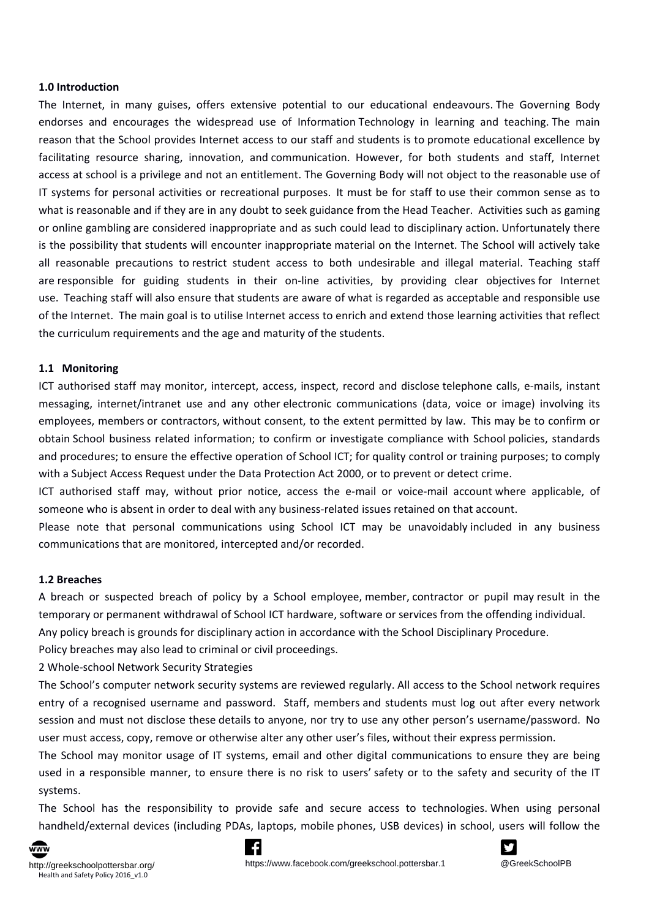**1.0 Introduction**

The Internet, in many guises, offers extensive potential to our educational endeavours. The Governing Body endorses and encourages the widespread use of Information Technology in learning and teaching. The main reason that the School provides Internet access to our staff and students is to promote educational excellence by facilitating resource sharing, innovation, and communication. However, for both students and staff, Internet access at school is a privilege and not an entitlement. The Governing Body will not object to the reasonable use of IT systems for personal activities or recreational purposes. It must be for staff to use their common sense as to what is reasonable and if they are in any doubt to seek guidance from the Head Teacher. Activities such as gaming or online gambling are considered inappropriate and as such could lead to disciplinary action. Unfortunately there is the possibility that students will encounter inappropriate material on the Internet. The School will actively take all reasonable precautions to restrict student access to both undesirable and illegal material. Teaching staff are responsible for guiding students in their on-line activities, by providing clear objectives for Internet use. Teaching staff will also ensure that students are aware of what is regarded as acceptable and responsible use of the Internet. The main goal is to utilise Internet access to enrich and extend those learning activities that reflect the curriculum requirements and the age and maturity of the students.

**1.1 Monitoring**

ICT authorised staff may monitor, intercept, access, inspect, record and disclose telephone calls, e-mails, instant messaging, internet/intranet use and any other electronic communications (data, voice or image) involving its employees, members or contractors, without consent, to the extent permitted by law. This may be to confirm or obtain School business related information; to confirm or investigate compliance with School policies, standards and procedures; to ensure the effective operation of School ICT; for quality control or training purposes; to comply with a Subject Access Request under the Data Protection Act 2000, or to prevent or detect crime.

ICT authorised staff may, without prior notice, access the e-mail or voice-mail account where applicable, of someone who is absent in order to deal with any business-related issues retained on that account.

Please note that personal communications using School ICT may be unavoidably included in any business communications that are monitored, intercepted and/or recorded.

**1.2 Breaches**

A breach or suspected breach of policy by a School employee, member, contractor or pupil may result in the temporary or permanent withdrawal of School ICT hardware, software or services from the offending individual.

Any policy breach is grounds for disciplinary action in accordance with the School Disciplinary Procedure.

Policy breaches may also lead to criminal or civil proceedings.

2 Whole-school Network Security Strategies

The School's computer network security systems are reviewed regularly. All access to the School network requires entry of a recognised username and password. Staff, members and students must log out after every network session and must not disclose these details to anyone, nor try to use any other person's username/password. No user must access, copy, remove or otherwise alter any other user's files, without their express permission.

The School may monitor usage of IT systems, email and other digital communications to ensure they are being used in a responsible manner, to ensure there is no risk to users' safety or to the safety and security of the IT systems.

The School has the responsibility to provide safe and secure access to technologies. When using personal handheld/external devices (including PDAs, laptops, mobile phones, USB devices) in school, users will follow the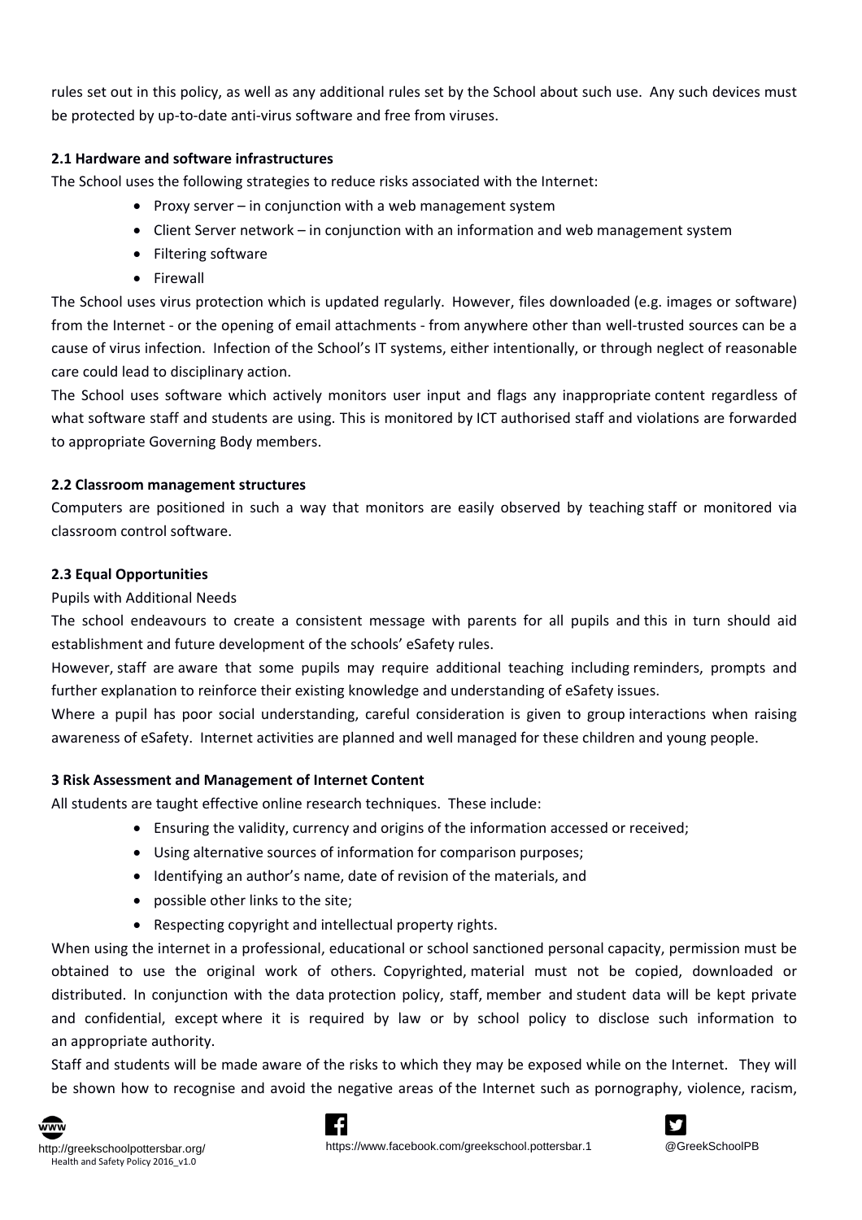rules set out in this policy, as well as any additional rules set by the School about such use. Any such devices must be protected by up-to-date anti-virus software and free from viruses.

**2.1 Hardware and software infrastructures**

The School uses the following strategies to reduce risks associated with the Internet:

- Proxy server – in conjunction with a web management system
- Client Server network – in conjunction with an information and web management system
- Filtering software
- Firewall

The School uses virus protection which is updated regularly. However, files downloaded (e.g. images or software) from the Internet - or the opening of email attachments - from anywhere other than well-trusted sources can be a cause of virus infection. Infection of the School's IT systems, either intentionally, or through neglect of reasonable care could lead to disciplinary action.

The School uses software which actively monitors user input and flags any inappropriate content regardless of what software staff and students are using. This is monitored by ICT authorised staff and violations are forwarded to appropriate Governing Body members.

**2.2 Classroom management structures**

Computers are positioned in such a way that monitors are easily observed by teaching staff or monitored via classroom control software.

**2.3 Equal Opportunities**

Pupils with Additional Needs

The school endeavours to create a consistent message with parents for all pupils and this in turn should aid establishment and future development of the schools' eSafety rules.

However, staff are aware that some pupils may require additional teaching including reminders, prompts and further explanation to reinforce their existing knowledge and understanding of eSafety issues.

Where a pupil has poor social understanding, careful consideration is given to group interactions when raising awareness of eSafety. Internet activities are planned and well managed for these children and young people.

**3 Risk Assessment and Management of Internet Content**

All students are taught effective online research techniques. These include:

- Ensuring the validity, currency and origins of the information accessed or received;
- Using alternative sources of information for comparison purposes;
- Identifying an author's name, date of revision of the materials, and
- possible other links to the site;
- Respecting copyright and intellectual property rights.

When using the internet in a professional, educational or school sanctioned personal capacity, permission must be obtained to use the original work of others. Copyrighted, material must not be copied, downloaded or distributed. In conjunction with the data protection policy, staff, member and student data will be kept private and confidential, except where it is required by law or by school policy to disclose such information to an appropriate authority.

Staff and students will be made aware of the risks to which they may be exposed while on the Internet. They will be shown how to recognise and avoid the negative areas of the Internet such as pornography, violence, racism,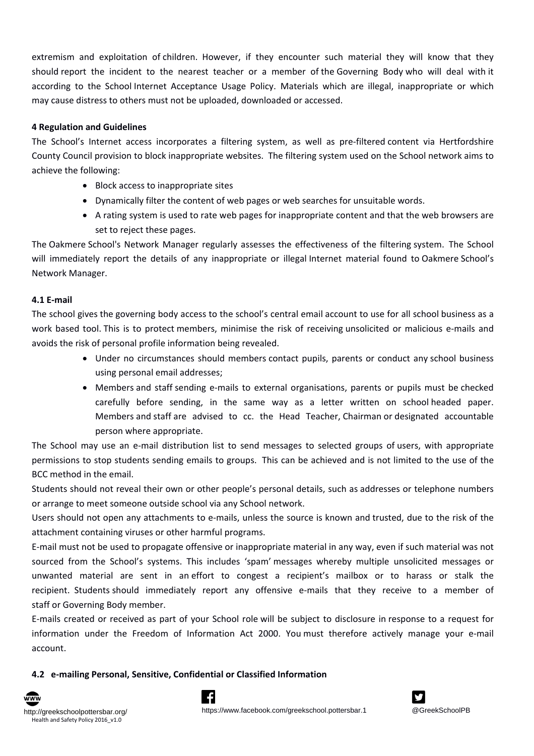extremism and exploitation of children. However, if they encounter such material they will know that they should report the incident to the nearest teacher or a member of the Governing Body who will deal with it according to the School Internet Acceptance Usage Policy. Materials which are illegal, inappropriate or which may cause distress to others must not be uploaded, downloaded or accessed.

**4 Regulation and Guidelines**

The School's Internet access incorporates a filtering system, as well as pre-filtered content via Hertfordshire County Council provision to block inappropriate websites. The filtering system used on the School network aims to achieve the following:

- Block access to inappropriate sites
- Dynamically filter the content of web pages or web searches for unsuitable words.
- A rating system is used to rate web pages for inappropriate content and that the web browsers are set to reject these pages.

The Oakmere School's Network Manager regularly assesses the effectiveness of the filtering system. The School will immediately report the details of any inappropriate or illegal Internet material found to Oakmere School's Network Manager.

**4.1 E-mail**

The school gives the governing body access to the school's central email account to use for all school business as a work based tool. This is to protect members, minimise the risk of receiving unsolicited or malicious e-mails and avoids the risk of personal profile information being revealed.

- Under no circumstances should members contact pupils, parents or conduct any school business using personal email addresses;
- Members and staff sending e-mails to external organisations, parents or pupils must be checked carefully before sending, in the same way as a letter written on school headed paper. Members and staff are advised to cc. the Head Teacher, Chairman or designated accountable person where appropriate.

The School may use an e-mail distribution list to send messages to selected groups of users, with appropriate permissions to stop students sending emails to groups. This can be achieved and is not limited to the use of the BCC method in the email.

Students should not reveal their own or other people's personal details, such as addresses or telephone numbers or arrange to meet someone outside school via any School network.

Users should not open any attachments to e-mails, unless the source is known and trusted, due to the risk of the attachment containing viruses or other harmful programs.

E-mail must not be used to propagate offensive or inappropriate material in any way, even if such material was not sourced from the School's systems. This includes 'spam' messages whereby multiple unsolicited messages or unwanted material are sent in an effort to congest a recipient's mailbox or to harass or stalk the recipient. Students should immediately report any offensive e-mails that they receive to a member of staff or Governing Body member.

E-mails created or received as part of your School role will be subject to disclosure in response to a request for information under the Freedom of Information Act 2000. You must therefore actively manage your e-mail account.

**4.2 e-mailing Personal, Sensitive, Confidential or Classified Information**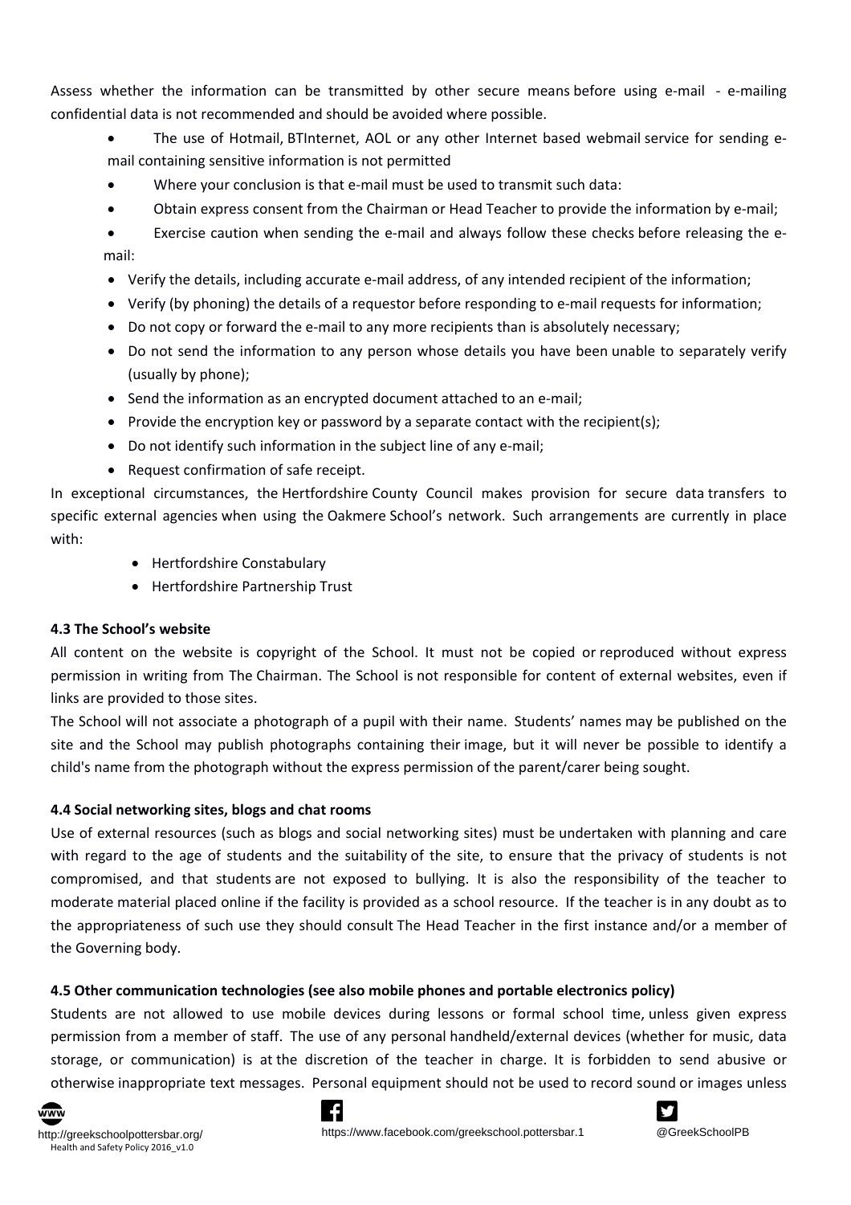Assess whether the information can be transmitted by other secure means before using e-mail - e-mailing confidential data is not recommended and should be avoided where possible.

- The use of Hotmail, BTInternet, AOL or any other Internet based webmail service for sending e-mail containing sensitive information is not permitted
- Where your conclusion is that e-mail must be used to transmit such data:
- Obtain express consent from the Chairman or Head Teacher to provide the information by e-mail;
- Exercise caution when sending the e-mail and always follow these checks before releasing the e-mail:
- Verify the details, including accurate e-mail address, of any intended recipient of the information;
- Verify (by phoning) the details of a requestor before responding to e-mail requests for information;
- Do not copy or forward the e-mail to any more recipients than is absolutely necessary;
- Do not send the information to any person whose details you have been unable to separately verify (usually by phone);
- Send the information as an encrypted document attached to an e-mail;
- Provide the encryption key or password by a separate contact with the recipient(s);
- Do not identify such information in the subject line of any e-mail;
- Request confirmation of safe receipt.

In exceptional circumstances, the Hertfordshire County Council makes provision for secure data transfers to specific external agencies when using the Oakmere School's network. Such arrangements are currently in place with:

- Hertfordshire Constabulary
- Hertfordshire Partnership Trust

**4.3 The School's website**

All content on the website is copyright of the School. It must not be copied or reproduced without express permission in writing from The Chairman. The School is not responsible for content of external websites, even if links are provided to those sites.

The School will not associate a photograph of a pupil with their name. Students' names may be published on the site and the School may publish photographs containing their image, but it will never be possible to identify a child's name from the photograph without the express permission of the parent/carer being sought.

**4.4 Social networking sites, blogs and chat rooms**

Use of external resources (such as blogs and social networking sites) must be undertaken with planning and care with regard to the age of students and the suitability of the site, to ensure that the privacy of students is not compromised, and that students are not exposed to bullying. It is also the responsibility of the teacher to moderate material placed online if the facility is provided as a school resource. If the teacher is in any doubt as to the appropriateness of such use they should consult The Head Teacher in the first instance and/or a member of the Governing body.

**4.5 Other communication technologies (see also mobile phones and portable electronics policy)**

Students are not allowed to use mobile devices during lessons or formal school time, unless given express permission from a member of staff. The use of any personal handheld/external devices (whether for music, data storage, or communication) is at the discretion of the teacher in charge. It is forbidden to send abusive or otherwise inappropriate text messages. Personal equipment should not be used to record sound or images unless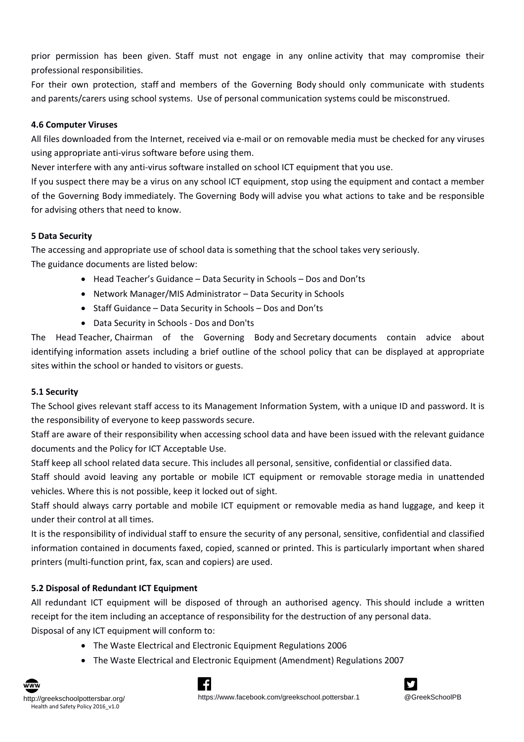prior permission has been given. Staff must not engage in any online activity that may compromise their professional responsibilities.

For their own protection, staff and members of the Governing Body should only communicate with students and parents/carers using school systems. Use of personal communication systems could be misconstrued.

**4.6 Computer Viruses**

All files downloaded from the Internet, received via e-mail or on removable media must be checked for any viruses using appropriate anti-virus software before using them.

Never interfere with any anti-virus software installed on school ICT equipment that you use.

If you suspect there may be a virus on any school ICT equipment, stop using the equipment and contact a member of the Governing Body immediately. The Governing Body will advise you what actions to take and be responsible for advising others that need to know.

**5 Data Security**

The accessing and appropriate use of school data is something that the school takes very seriously.

The guidance documents are listed below:

- Head Teacher's Guidance – Data Security in Schools – Dos and Don'ts
- Network Manager/MIS Administrator – Data Security in Schools
- Staff Guidance – Data Security in Schools – Dos and Don'ts
- Data Security in Schools - Dos and Don'ts

The Head Teacher, Chairman of the Governing Body and Secretary documents contain advice about identifying information assets including a brief outline of the school policy that can be displayed at appropriate sites within the school or handed to visitors or guests.

**5.1 Security**

The School gives relevant staff access to its Management Information System, with a unique ID and password. It is the responsibility of everyone to keep passwords secure.

Staff are aware of their responsibility when accessing school data and have been issued with the relevant guidance documents and the Policy for ICT Acceptable Use.

Staff keep all school related data secure. This includes all personal, sensitive, confidential or classified data.

Staff should avoid leaving any portable or mobile ICT equipment or removable storage media in unattended vehicles. Where this is not possible, keep it locked out of sight.

Staff should always carry portable and mobile ICT equipment or removable media as hand luggage, and keep it under their control at all times.

It is the responsibility of individual staff to ensure the security of any personal, sensitive, confidential and classified information contained in documents faxed, copied, scanned or printed. This is particularly important when shared printers (multi-function print, fax, scan and copiers) are used.

**5.2 Disposal of Redundant ICT Equipment**

All redundant ICT equipment will be disposed of through an authorised agency. This should include a written receipt for the item including an acceptance of responsibility for the destruction of any personal data.

Disposal of any ICT equipment will conform to:

- The Waste Electrical and Electronic Equipment Regulations 2006
- The Waste Electrical and Electronic Equipment (Amendment) Regulations 2007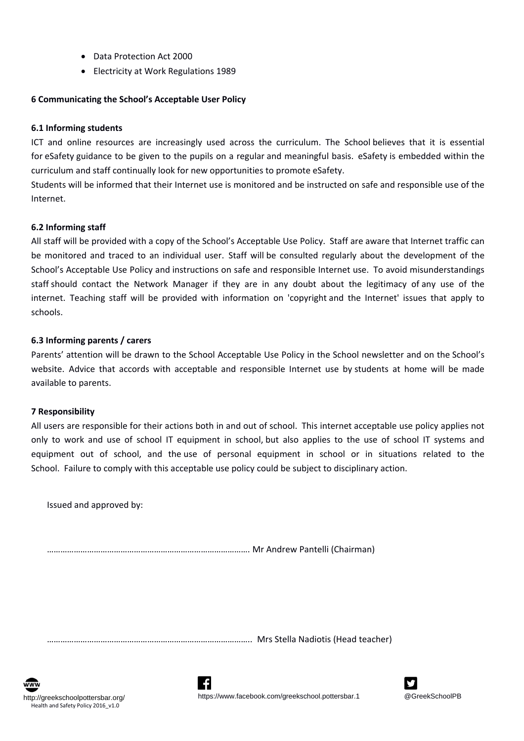- Data Protection Act 2000
- Electricity at Work Regulations 1989

**6 Communicating the School's Acceptable User Policy**

**6.1 Informing students**

ICT and online resources are increasingly used across the curriculum. The School believes that it is essential for eSafety guidance to be given to the pupils on a regular and meaningful basis. eSafety is embedded within the curriculum and staff continually look for new opportunities to promote eSafety.

Students will be informed that their Internet use is monitored and be instructed on safe and responsible use of the Internet.

**6.2 Informing staff**

All staff will be provided with a copy of the School's Acceptable Use Policy. Staff are aware that Internet traffic can be monitored and traced to an individual user. Staff will be consulted regularly about the development of the School's Acceptable Use Policy and instructions on safe and responsible Internet use. To avoid misunderstandings staff should contact the Network Manager if they are in any doubt about the legitimacy of any use of the internet. Teaching staff will be provided with information on 'copyright and the Internet' issues that apply to schools.

**6.3 Informing parents / carers**

Parents' attention will be drawn to the School Acceptable Use Policy in the School newsletter and on the School's website. Advice that accords with acceptable and responsible Internet use by students at home will be made available to parents.

**7 Responsibility**

All users are responsible for their actions both in and out of school. This internet acceptable use policy applies not only to work and use of school IT equipment in school, but also applies to the use of school IT systems and equipment out of school, and the use of personal equipment in school or in situations related to the School. Failure to comply with this acceptable use policy could be subject to disciplinary action.

Issued and approved by:

…………………………………………………………………………… Mr Andrew Pantelli (Chairman)

……………………………………………………………………………. Mrs Stella Nadiotis (Head teacher)